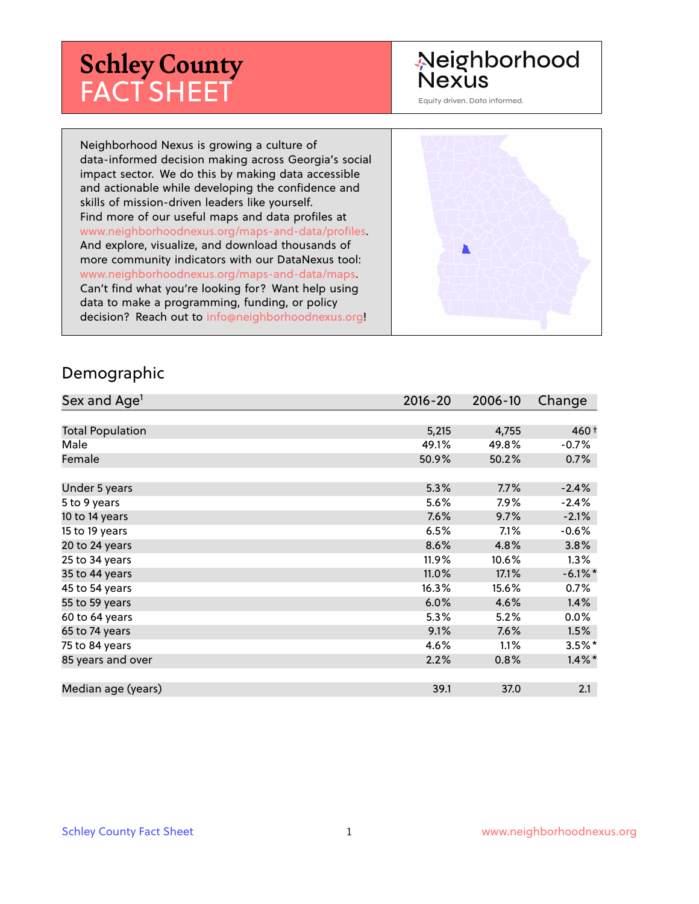# Schley County FACT SHEET

Neighborhood Nexus

Equity driven. Data informed.

Neighborhood Nexus is growing a culture of data-informed decision making across Georgia's social impact sector. We do this by making data accessible and actionable while developing the confidence and skills of mission-driven leaders like yourself. Find more of our useful maps and data profiles at www.neighborhoodnexus.org/maps-and-data/profiles. And explore, visualize, and download thousands of more community indicators with our DataNexus tool: www.neighborhoodnexus.org/maps-and-data/maps. Can't find what you're looking for? Want help using data to make a programming, funding, or policy decision? Reach out to info@neighborhoodnexus.org!

## Demographic

| Sex and Age[1] | 2016-20 | 2006-10 | Change |
|---|---|---|---|
| Total Population | 5,215 | 4,755 | 460 † |
| Male | 49.1% | 49.8% | -0.7% |
| Female | 50.9% | 50.2% | 0.7% |
| | | | |
| Under 5 years | 5.3% | 7.7% | -2.4% |
| 5 to 9 years | 5.6% | 7.9% | -2.4% |
| 10 to 14 years | 7.6% | 9.7% | -2.1% |
| 15 to 19 years | 6.5% | 7.1% | -0.6% |
| 20 to 24 years | 8.6% | 4.8% | 3.8% |
| 25 to 34 years | 11.9% | 10.6% | 1.3% |
| 35 to 44 years | 11.0% | 17.1% | -6.1% * |
| 45 to 54 years | 16.3% | 15.6% | 0.7% |
| 55 to 59 years | 6.0% | 4.6% | 1.4% |
| 60 to 64 years | 5.3% | 5.2% | 0.0% |
| 65 to 74 years | 9.1% | 7.6% | 1.5% |
| 75 to 84 years | 4.6% | 1.1% | 3.5% * |
| 85 years and over | 2.2% | 0.8% | 1.4% * |
| | | | |
| Median age (years) | 39.1 | 37.0 | 2.1 |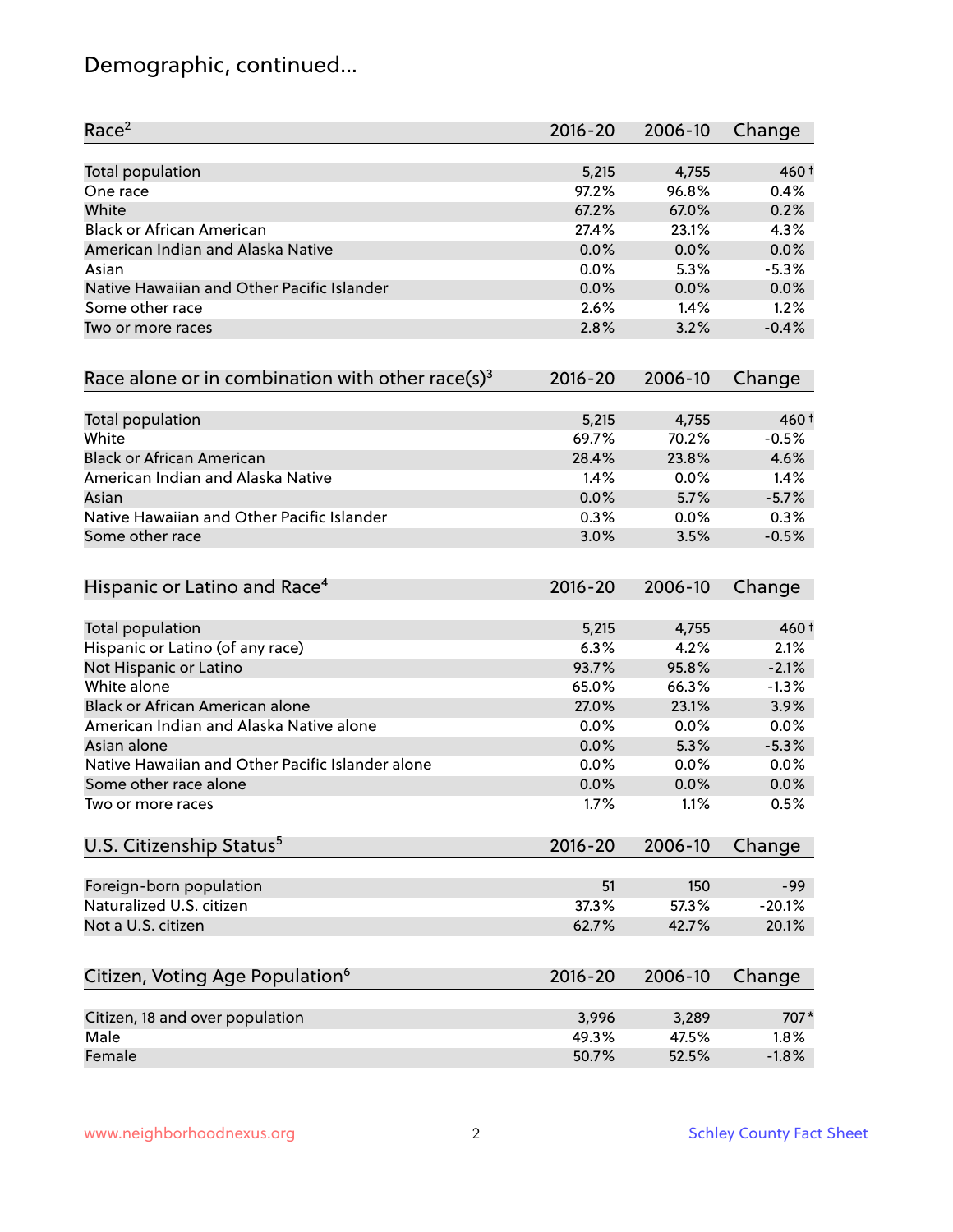# Demographic, continued...

| Race[2] | 2016-20 | 2006-10 | Change |
|---|---|---|---|
| Total population | 5,215 | 4,755 | 460† |
| One race | 97.2% | 96.8% | 0.4% |
| White | 67.2% | 67.0% | 0.2% |
| Black or African American | 27.4% | 23.1% | 4.3% |
| American Indian and Alaska Native | 0.0% | 0.0% | 0.0% |
| Asian | 0.0% | 5.3% | -5.3% |
| Native Hawaiian and Other Pacific Islander | 0.0% | 0.0% | 0.0% |
| Some other race | 2.6% | 1.4% | 1.2% |
| Two or more races | 2.8% | 3.2% | -0.4% |

| Race alone or in combination with other race(s)[3] | 2016-20 | 2006-10 | Change |
|---|---|---|---|
| Total population | 5,215 | 4,755 | 460† |
| White | 69.7% | 70.2% | -0.5% |
| Black or African American | 28.4% | 23.8% | 4.6% |
| American Indian and Alaska Native | 1.4% | 0.0% | 1.4% |
| Asian | 0.0% | 5.7% | -5.7% |
| Native Hawaiian and Other Pacific Islander | 0.3% | 0.0% | 0.3% |
| Some other race | 3.0% | 3.5% | -0.5% |

| Hispanic or Latino and Race[4] | 2016-20 | 2006-10 | Change |
|---|---|---|---|
| Total population | 5,215 | 4,755 | 460† |
| Hispanic or Latino (of any race) | 6.3% | 4.2% | 2.1% |
| Not Hispanic or Latino | 93.7% | 95.8% | -2.1% |
| White alone | 65.0% | 66.3% | -1.3% |
| Black or African American alone | 27.0% | 23.1% | 3.9% |
| American Indian and Alaska Native alone | 0.0% | 0.0% | 0.0% |
| Asian alone | 0.0% | 5.3% | -5.3% |
| Native Hawaiian and Other Pacific Islander alone | 0.0% | 0.0% | 0.0% |
| Some other race alone | 0.0% | 0.0% | 0.0% |
| Two or more races | 1.7% | 1.1% | 0.5% |

| U.S. Citizenship Status[5] | 2016-20 | 2006-10 | Change |
|---|---|---|---|
| Foreign-born population | 51 | 150 | -99 |
| Naturalized U.S. citizen | 37.3% | 57.3% | -20.1% |
| Not a U.S. citizen | 62.7% | 42.7% | 20.1% |

| Citizen, Voting Age Population[6] | 2016-20 | 2006-10 | Change |
|---|---|---|---|
| Citizen, 18 and over population | 3,996 | 3,289 | 707* |
| Male | 49.3% | 47.5% | 1.8% |
| Female | 50.7% | 52.5% | -1.8% |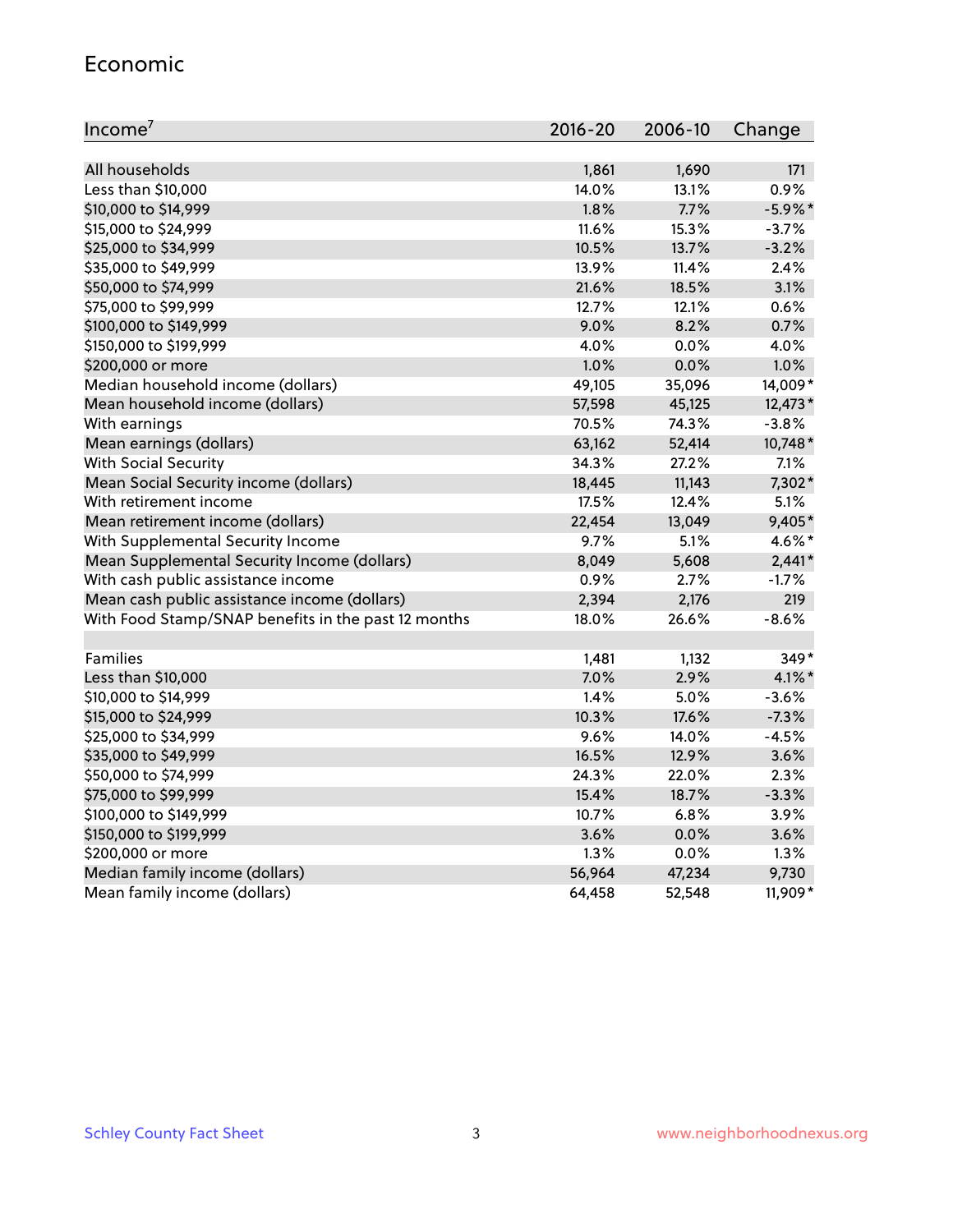## Economic

| Income[7] | 2016-20 | 2006-10 | Change |
|---|---|---|---|
| All households | 1,861 | 1,690 | 171 |
| Less than $10,000 | 14.0% | 13.1% | 0.9% |
| $10,000 to $14,999 | 1.8% | 7.7% | -5.9%* |
| $15,000 to $24,999 | 11.6% | 15.3% | -3.7% |
| $25,000 to $34,999 | 10.5% | 13.7% | -3.2% |
| $35,000 to $49,999 | 13.9% | 11.4% | 2.4% |
| $50,000 to $74,999 | 21.6% | 18.5% | 3.1% |
| $75,000 to $99,999 | 12.7% | 12.1% | 0.6% |
| $100,000 to $149,999 | 9.0% | 8.2% | 0.7% |
| $150,000 to $199,999 | 4.0% | 0.0% | 4.0% |
| $200,000 or more | 1.0% | 0.0% | 1.0% |
| Median household income (dollars) | 49,105 | 35,096 | 14,009* |
| Mean household income (dollars) | 57,598 | 45,125 | 12,473* |
| With earnings | 70.5% | 74.3% | -3.8% |
| Mean earnings (dollars) | 63,162 | 52,414 | 10,748* |
| With Social Security | 34.3% | 27.2% | 7.1% |
| Mean Social Security income (dollars) | 18,445 | 11,143 | 7,302* |
| With retirement income | 17.5% | 12.4% | 5.1% |
| Mean retirement income (dollars) | 22,454 | 13,049 | 9,405* |
| With Supplemental Security Income | 9.7% | 5.1% | 4.6%* |
| Mean Supplemental Security Income (dollars) | 8,049 | 5,608 | 2,441* |
| With cash public assistance income | 0.9% | 2.7% | -1.7% |
| Mean cash public assistance income (dollars) | 2,394 | 2,176 | 219 |
| With Food Stamp/SNAP benefits in the past 12 months | 18.0% | 26.6% | -8.6% |
| | | | |
| Families | 1,481 | 1,132 | 349* |
| Less than $10,000 | 7.0% | 2.9% | 4.1%* |
| $10,000 to $14,999 | 1.4% | 5.0% | -3.6% |
| $15,000 to $24,999 | 10.3% | 17.6% | -7.3% |
| $25,000 to $34,999 | 9.6% | 14.0% | -4.5% |
| $35,000 to $49,999 | 16.5% | 12.9% | 3.6% |
| $50,000 to $74,999 | 24.3% | 22.0% | 2.3% |
| $75,000 to $99,999 | 15.4% | 18.7% | -3.3% |
| $100,000 to $149,999 | 10.7% | 6.8% | 3.9% |
| $150,000 to $199,999 | 3.6% | 0.0% | 3.6% |
| $200,000 or more | 1.3% | 0.0% | 1.3% |
| Median family income (dollars) | 56,964 | 47,234 | 9,730 |
| Mean family income (dollars) | 64,458 | 52,548 | 11,909* |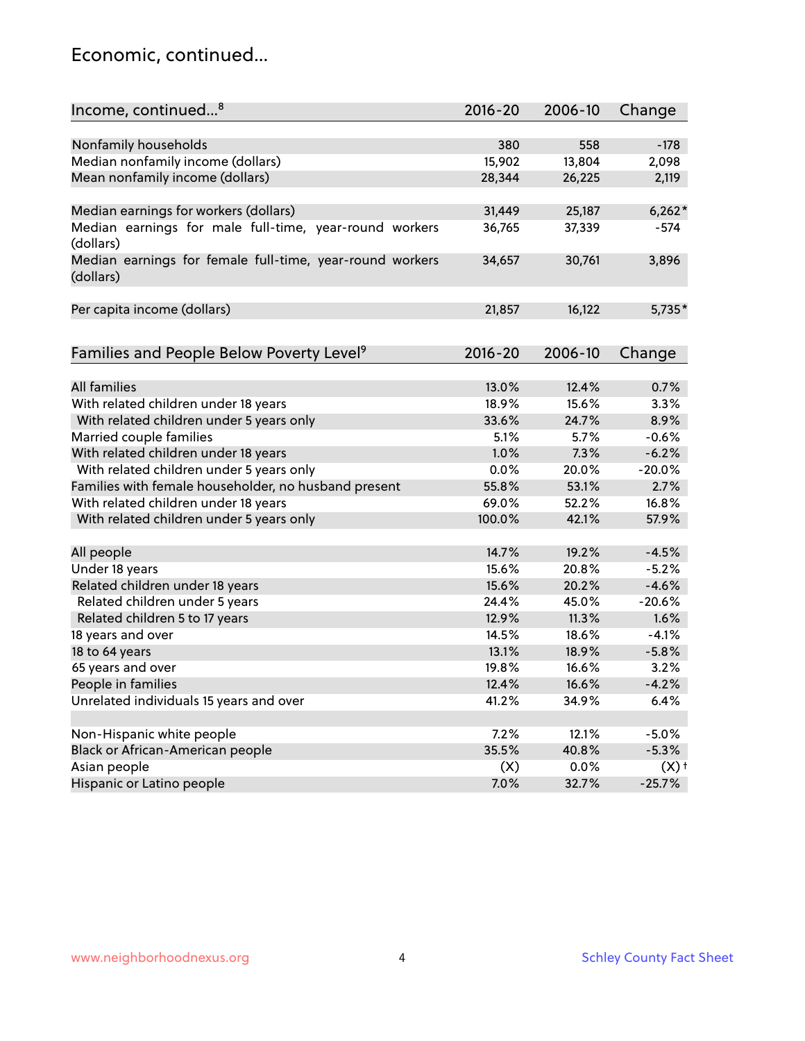## Economic, continued...

| Income, continued...[8] | 2016-20 | 2006-10 | Change |
|---|---|---|---|
| Nonfamily households | 380 | 558 | -178 |
| Median nonfamily income (dollars) | 15,902 | 13,804 | 2,098 |
| Mean nonfamily income (dollars) | 28,344 | 26,225 | 2,119 |
| Median earnings for workers (dollars) | 31,449 | 25,187 | 6,262* |
| Median earnings for male full-time, year-round workers (dollars) | 36,765 | 37,339 | -574 |
| Median earnings for female full-time, year-round workers (dollars) | 34,657 | 30,761 | 3,896 |
| Per capita income (dollars) | 21,857 | 16,122 | 5,735* |

| Families and People Below Poverty Level[9] | 2016-20 | 2006-10 | Change |
|---|---|---|---|
| All families | 13.0% | 12.4% | 0.7% |
| With related children under 18 years | 18.9% | 15.6% | 3.3% |
| With related children under 5 years only | 33.6% | 24.7% | 8.9% |
| Married couple families | 5.1% | 5.7% | -0.6% |
| With related children under 18 years | 1.0% | 7.3% | -6.2% |
| With related children under 5 years only | 0.0% | 20.0% | -20.0% |
| Families with female householder, no husband present | 55.8% | 53.1% | 2.7% |
| With related children under 18 years | 69.0% | 52.2% | 16.8% |
| With related children under 5 years only | 100.0% | 42.1% | 57.9% |
| All people | 14.7% | 19.2% | -4.5% |
| Under 18 years | 15.6% | 20.8% | -5.2% |
| Related children under 18 years | 15.6% | 20.2% | -4.6% |
| Related children under 5 years | 24.4% | 45.0% | -20.6% |
| Related children 5 to 17 years | 12.9% | 11.3% | 1.6% |
| 18 years and over | 14.5% | 18.6% | -4.1% |
| 18 to 64 years | 13.1% | 18.9% | -5.8% |
| 65 years and over | 19.8% | 16.6% | 3.2% |
| People in families | 12.4% | 16.6% | -4.2% |
| Unrelated individuals 15 years and over | 41.2% | 34.9% | 6.4% |
| Non-Hispanic white people | 7.2% | 12.1% | -5.0% |
| Black or African-American people | 35.5% | 40.8% | -5.3% |
| Asian people | (X) | 0.0% | (X)† |
| Hispanic or Latino people | 7.0% | 32.7% | -25.7% |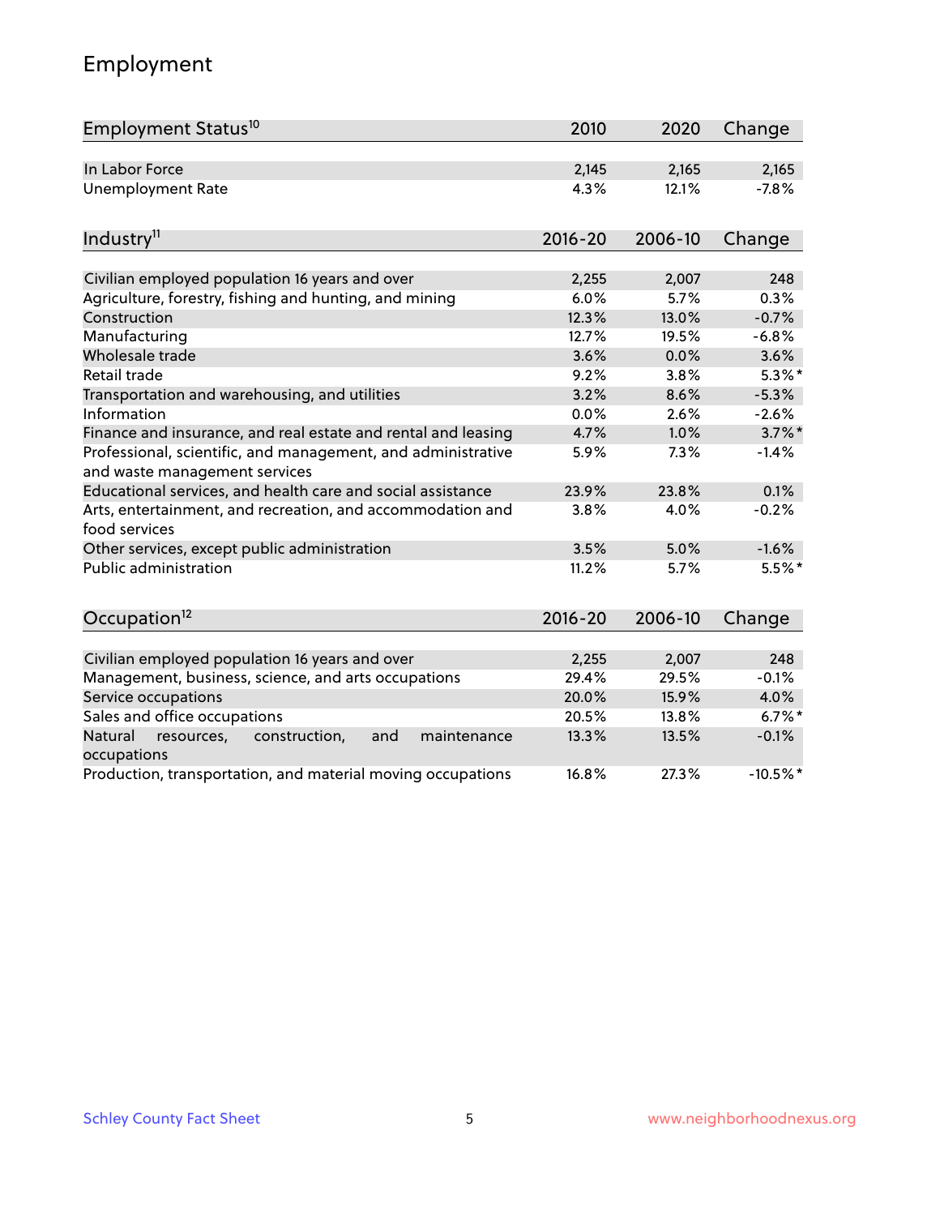## Employment

| Employment Status[10] | 2010 | 2020 | Change |
|---|---|---|---|
| In Labor Force | 2,145 | 2,165 | 2,165 |
| Unemployment Rate | 4.3% | 12.1% | -7.8% |

| Industry[11] | 2016-20 | 2006-10 | Change |
|---|---|---|---|
| Civilian employed population 16 years and over | 2,255 | 2,007 | 248 |
| Agriculture, forestry, fishing and hunting, and mining | 6.0% | 5.7% | 0.3% |
| Construction | 12.3% | 13.0% | -0.7% |
| Manufacturing | 12.7% | 19.5% | -6.8% |
| Wholesale trade | 3.6% | 0.0% | 3.6% |
| Retail trade | 9.2% | 3.8% | 5.3%* |
| Transportation and warehousing, and utilities | 3.2% | 8.6% | -5.3% |
| Information | 0.0% | 2.6% | -2.6% |
| Finance and insurance, and real estate and rental and leasing | 4.7% | 1.0% | 3.7%* |
| Professional, scientific, and management, and administrative and waste management services | 5.9% | 7.3% | -1.4% |
| Educational services, and health care and social assistance | 23.9% | 23.8% | 0.1% |
| Arts, entertainment, and recreation, and accommodation and food services | 3.8% | 4.0% | -0.2% |
| Other services, except public administration | 3.5% | 5.0% | -1.6% |
| Public administration | 11.2% | 5.7% | 5.5%* |

| Occupation[12] | 2016-20 | 2006-10 | Change |
|---|---|---|---|
| Civilian employed population 16 years and over | 2,255 | 2,007 | 248 |
| Management, business, science, and arts occupations | 29.4% | 29.5% | -0.1% |
| Service occupations | 20.0% | 15.9% | 4.0% |
| Sales and office occupations | 20.5% | 13.8% | 6.7%* |
| Natural resources, construction, and maintenance occupations | 13.3% | 13.5% | -0.1% |
| Production, transportation, and material moving occupations | 16.8% | 27.3% | -10.5%* |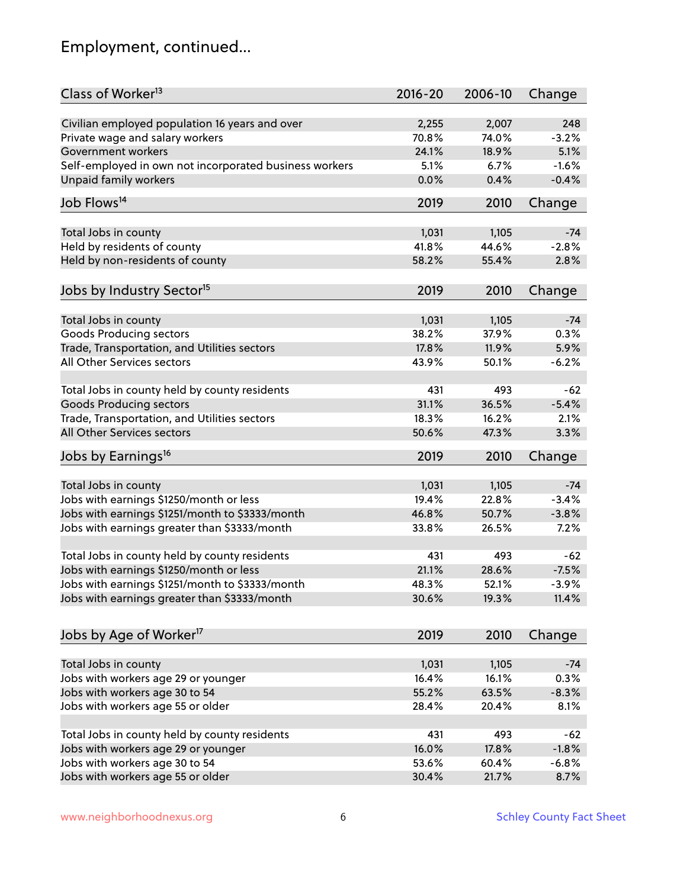# Employment, continued...

| Class of Worker[13] | 2016-20 | 2006-10 | Change |
|---|---|---|---|
| Civilian employed population 16 years and over | 2,255 | 2,007 | 248 |
| Private wage and salary workers | 70.8% | 74.0% | -3.2% |
| Government workers | 24.1% | 18.9% | 5.1% |
| Self-employed in own not incorporated business workers | 5.1% | 6.7% | -1.6% |
| Unpaid family workers | 0.0% | 0.4% | -0.4% |

| Job Flows[14] | 2019 | 2010 | Change |
|---|---|---|---|
| Total Jobs in county | 1,031 | 1,105 | -74 |
| Held by residents of county | 41.8% | 44.6% | -2.8% |
| Held by non-residents of county | 58.2% | 55.4% | 2.8% |

| Jobs by Industry Sector[15] | 2019 | 2010 | Change |
|---|---|---|---|
| Total Jobs in county | 1,031 | 1,105 | -74 |
| Goods Producing sectors | 38.2% | 37.9% | 0.3% |
| Trade, Transportation, and Utilities sectors | 17.8% | 11.9% | 5.9% |
| All Other Services sectors | 43.9% | 50.1% | -6.2% |
| | | | |
| Total Jobs in county held by county residents | 431 | 493 | -62 |
| Goods Producing sectors | 31.1% | 36.5% | -5.4% |
| Trade, Transportation, and Utilities sectors | 18.3% | 16.2% | 2.1% |
| All Other Services sectors | 50.6% | 47.3% | 3.3% |

| Jobs by Earnings[16] | 2019 | 2010 | Change |
|---|---|---|---|
| Total Jobs in county | 1,031 | 1,105 | -74 |
| Jobs with earnings $1250/month or less | 19.4% | 22.8% | -3.4% |
| Jobs with earnings $1251/month to $3333/month | 46.8% | 50.7% | -3.8% |
| Jobs with earnings greater than $3333/month | 33.8% | 26.5% | 7.2% |
| | | | |
| Total Jobs in county held by county residents | 431 | 493 | -62 |
| Jobs with earnings $1250/month or less | 21.1% | 28.6% | -7.5% |
| Jobs with earnings $1251/month to $3333/month | 48.3% | 52.1% | -3.9% |
| Jobs with earnings greater than $3333/month | 30.6% | 19.3% | 11.4% |

| Jobs by Age of Worker[17] | 2019 | 2010 | Change |
|---|---|---|---|
| Total Jobs in county | 1,031 | 1,105 | -74 |
| Jobs with workers age 29 or younger | 16.4% | 16.1% | 0.3% |
| Jobs with workers age 30 to 54 | 55.2% | 63.5% | -8.3% |
| Jobs with workers age 55 or older | 28.4% | 20.4% | 8.1% |
| | | | |
| Total Jobs in county held by county residents | 431 | 493 | -62 |
| Jobs with workers age 29 or younger | 16.0% | 17.8% | -1.8% |
| Jobs with workers age 30 to 54 | 53.6% | 60.4% | -6.8% |
| Jobs with workers age 55 or older | 30.4% | 21.7% | 8.7% |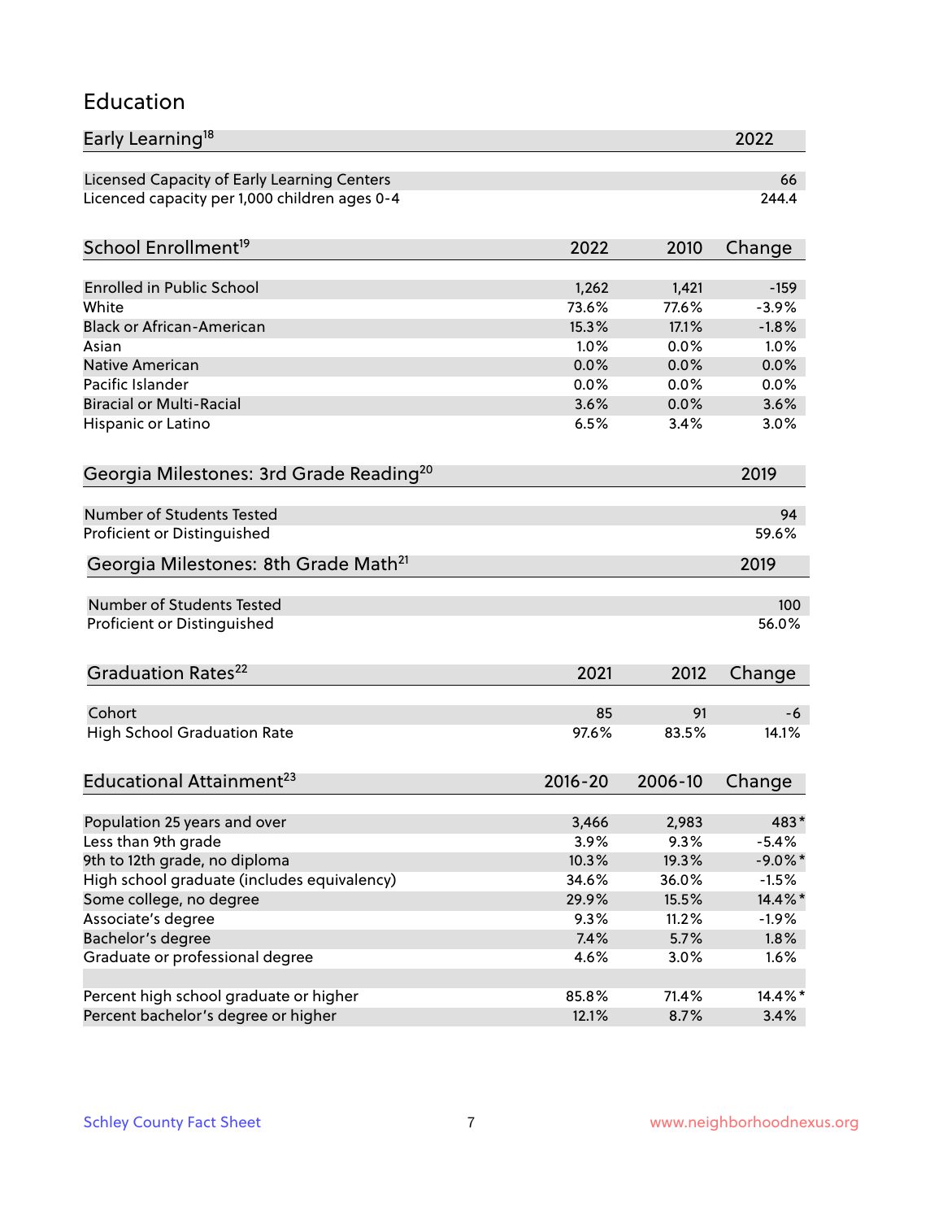## Education

| Early Learning[18] | 2022 |
|---|---|
| Licensed Capacity of Early Learning Centers | 66 |
| Licenced capacity per 1,000 children ages 0-4 | 244.4 |

| School Enrollment[19] | 2022 | 2010 | Change |
|---|---|---|---|
| Enrolled in Public School | 1,262 | 1,421 | -159 |
| White | 73.6% | 77.6% | -3.9% |
| Black or African-American | 15.3% | 17.1% | -1.8% |
| Asian | 1.0% | 0.0% | 1.0% |
| Native American | 0.0% | 0.0% | 0.0% |
| Pacific Islander | 0.0% | 0.0% | 0.0% |
| Biracial or Multi-Racial | 3.6% | 0.0% | 3.6% |
| Hispanic or Latino | 6.5% | 3.4% | 3.0% |

| Georgia Milestones: 3rd Grade Reading[20] | 2019 |
|---|---|
| Number of Students Tested | 94 |
| Proficient or Distinguished | 59.6% |

| Georgia Milestones: 8th Grade Math[21] | 2019 |
|---|---|
| Number of Students Tested | 100 |
| Proficient or Distinguished | 56.0% |

| Graduation Rates[22] | 2021 | 2012 | Change |
|---|---|---|---|
| Cohort | 85 | 91 | -6 |
| High School Graduation Rate | 97.6% | 83.5% | 14.1% |

| Educational Attainment[23] | 2016-20 | 2006-10 | Change |
|---|---|---|---|
| Population 25 years and over | 3,466 | 2,983 | 483* |
| Less than 9th grade | 3.9% | 9.3% | -5.4% |
| 9th to 12th grade, no diploma | 10.3% | 19.3% | -9.0%* |
| High school graduate (includes equivalency) | 34.6% | 36.0% | -1.5% |
| Some college, no degree | 29.9% | 15.5% | 14.4%* |
| Associate's degree | 9.3% | 11.2% | -1.9% |
| Bachelor's degree | 7.4% | 5.7% | 1.8% |
| Graduate or professional degree | 4.6% | 3.0% | 1.6% |
| | | | |
| Percent high school graduate or higher | 85.8% | 71.4% | 14.4%* |
| Percent bachelor's degree or higher | 12.1% | 8.7% | 3.4% |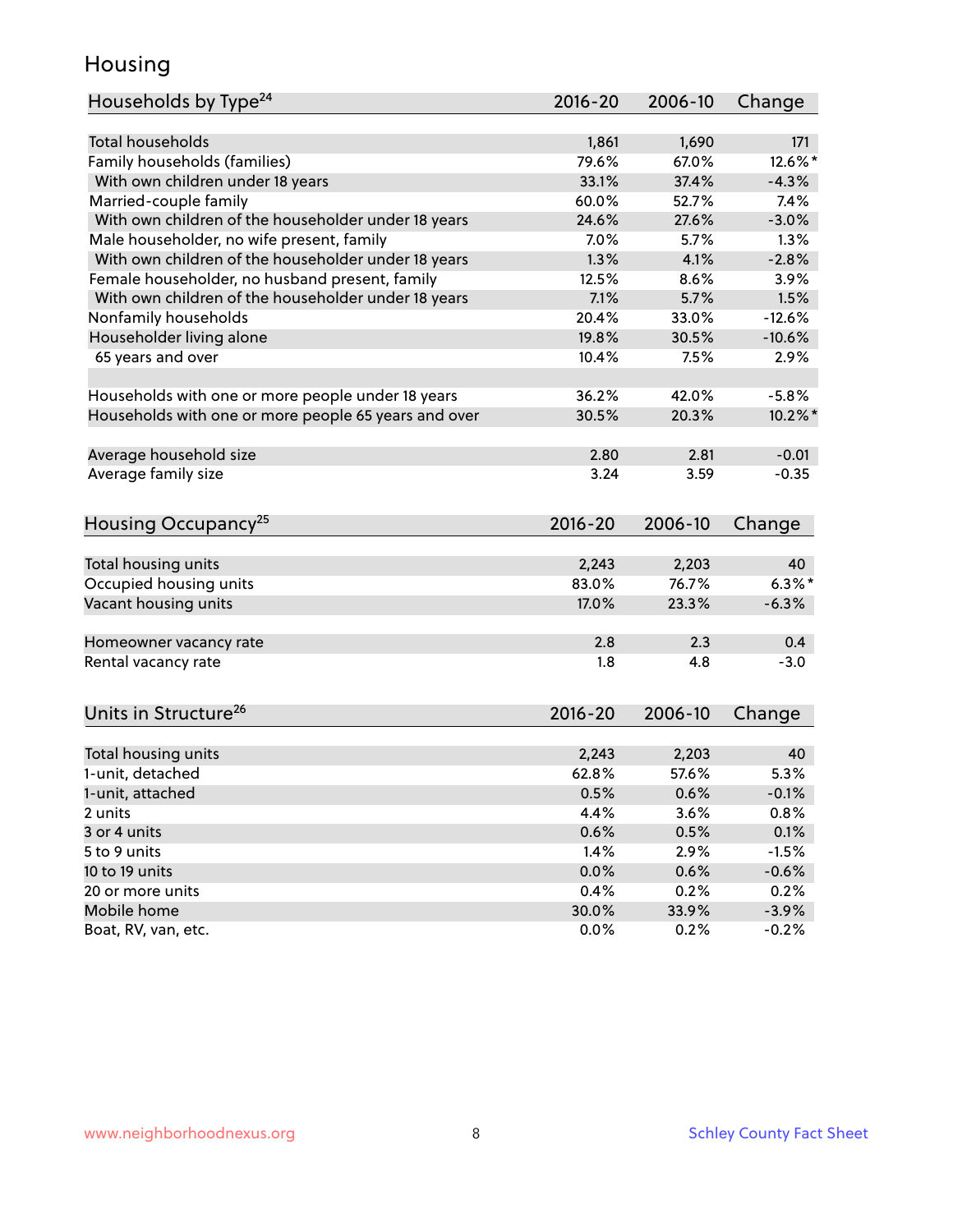# Housing

| Households by Type[24] | 2016-20 | 2006-10 | Change |
|---|---|---|---|
| Total households | 1,861 | 1,690 | 171 |
| Family households (families) | 79.6% | 67.0% | 12.6%* |
| With own children under 18 years | 33.1% | 37.4% | -4.3% |
| Married-couple family | 60.0% | 52.7% | 7.4% |
| With own children of the householder under 18 years | 24.6% | 27.6% | -3.0% |
| Male householder, no wife present, family | 7.0% | 5.7% | 1.3% |
| With own children of the householder under 18 years | 1.3% | 4.1% | -2.8% |
| Female householder, no husband present, family | 12.5% | 8.6% | 3.9% |
| With own children of the householder under 18 years | 7.1% | 5.7% | 1.5% |
| Nonfamily households | 20.4% | 33.0% | -12.6% |
| Householder living alone | 19.8% | 30.5% | -10.6% |
| 65 years and over | 10.4% | 7.5% | 2.9% |
| | | | |
| Households with one or more people under 18 years | 36.2% | 42.0% | -5.8% |
| Households with one or more people 65 years and over | 30.5% | 20.3% | 10.2%* |
| | | | |
| Average household size | 2.80 | 2.81 | -0.01 |
| Average family size | 3.24 | 3.59 | -0.35 |

| Housing Occupancy[25] | 2016-20 | 2006-10 | Change |
|---|---|---|---|
| Total housing units | 2,243 | 2,203 | 40 |
| Occupied housing units | 83.0% | 76.7% | 6.3%* |
| Vacant housing units | 17.0% | 23.3% | -6.3% |
| | | | |
| Homeowner vacancy rate | 2.8 | 2.3 | 0.4 |
| Rental vacancy rate | 1.8 | 4.8 | -3.0 |

| Units in Structure[26] | 2016-20 | 2006-10 | Change |
|---|---|---|---|
| Total housing units | 2,243 | 2,203 | 40 |
| 1-unit, detached | 62.8% | 57.6% | 5.3% |
| 1-unit, attached | 0.5% | 0.6% | -0.1% |
| 2 units | 4.4% | 3.6% | 0.8% |
| 3 or 4 units | 0.6% | 0.5% | 0.1% |
| 5 to 9 units | 1.4% | 2.9% | -1.5% |
| 10 to 19 units | 0.0% | 0.6% | -0.6% |
| 20 or more units | 0.4% | 0.2% | 0.2% |
| Mobile home | 30.0% | 33.9% | -3.9% |
| Boat, RV, van, etc. | 0.0% | 0.2% | -0.2% |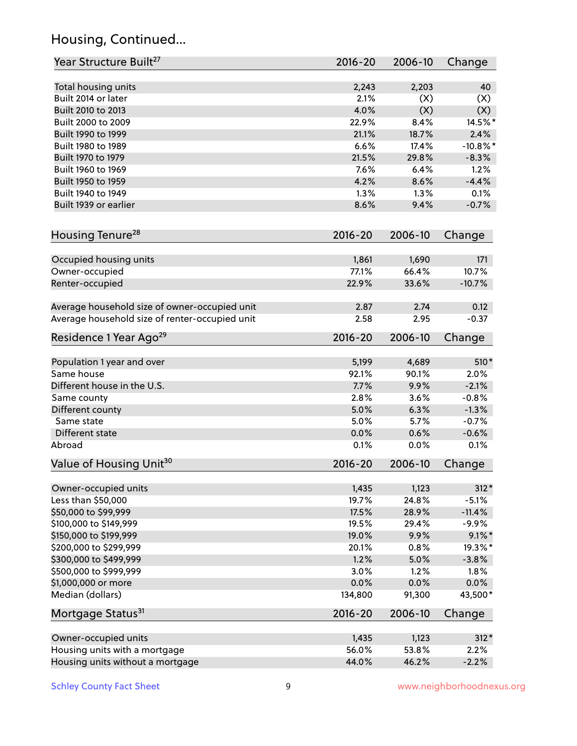## Housing, Continued...

| Year Structure Built[27] | 2016-20 | 2006-10 | Change |
|---|---|---|---|
| Total housing units | 2,243 | 2,203 | 40 |
| Built 2014 or later | 2.1% | (X) | (X) |
| Built 2010 to 2013 | 4.0% | (X) | (X) |
| Built 2000 to 2009 | 22.9% | 8.4% | 14.5%* |
| Built 1990 to 1999 | 21.1% | 18.7% | 2.4% |
| Built 1980 to 1989 | 6.6% | 17.4% | -10.8%* |
| Built 1970 to 1979 | 21.5% | 29.8% | -8.3% |
| Built 1960 to 1969 | 7.6% | 6.4% | 1.2% |
| Built 1950 to 1959 | 4.2% | 8.6% | -4.4% |
| Built 1940 to 1949 | 1.3% | 1.3% | 0.1% |
| Built 1939 or earlier | 8.6% | 9.4% | -0.7% |

| Housing Tenure[28] | 2016-20 | 2006-10 | Change |
|---|---|---|---|
| Occupied housing units | 1,861 | 1,690 | 171 |
| Owner-occupied | 77.1% | 66.4% | 10.7% |
| Renter-occupied | 22.9% | 33.6% | -10.7% |
| Average household size of owner-occupied unit | 2.87 | 2.74 | 0.12 |
| Average household size of renter-occupied unit | 2.58 | 2.95 | -0.37 |

| Residence 1 Year Ago[29] | 2016-20 | 2006-10 | Change |
|---|---|---|---|
| Population 1 year and over | 5,199 | 4,689 | 510* |
| Same house | 92.1% | 90.1% | 2.0% |
| Different house in the U.S. | 7.7% | 9.9% | -2.1% |
| Same county | 2.8% | 3.6% | -0.8% |
| Different county | 5.0% | 6.3% | -1.3% |
| Same state | 5.0% | 5.7% | -0.7% |
| Different state | 0.0% | 0.6% | -0.6% |
| Abroad | 0.1% | 0.0% | 0.1% |

| Value of Housing Unit[30] | 2016-20 | 2006-10 | Change |
|---|---|---|---|
| Owner-occupied units | 1,435 | 1,123 | 312* |
| Less than $50,000 | 19.7% | 24.8% | -5.1% |
| $50,000 to $99,999 | 17.5% | 28.9% | -11.4% |
| $100,000 to $149,999 | 19.5% | 29.4% | -9.9% |
| $150,000 to $199,999 | 19.0% | 9.9% | 9.1%* |
| $200,000 to $299,999 | 20.1% | 0.8% | 19.3%* |
| $300,000 to $499,999 | 1.2% | 5.0% | -3.8% |
| $500,000 to $999,999 | 3.0% | 1.2% | 1.8% |
| $1,000,000 or more | 0.0% | 0.0% | 0.0% |
| Median (dollars) | 134,800 | 91,300 | 43,500* |

| Mortgage Status[31] | 2016-20 | 2006-10 | Change |
|---|---|---|---|
| Owner-occupied units | 1,435 | 1,123 | 312* |
| Housing units with a mortgage | 56.0% | 53.8% | 2.2% |
| Housing units without a mortgage | 44.0% | 46.2% | -2.2% |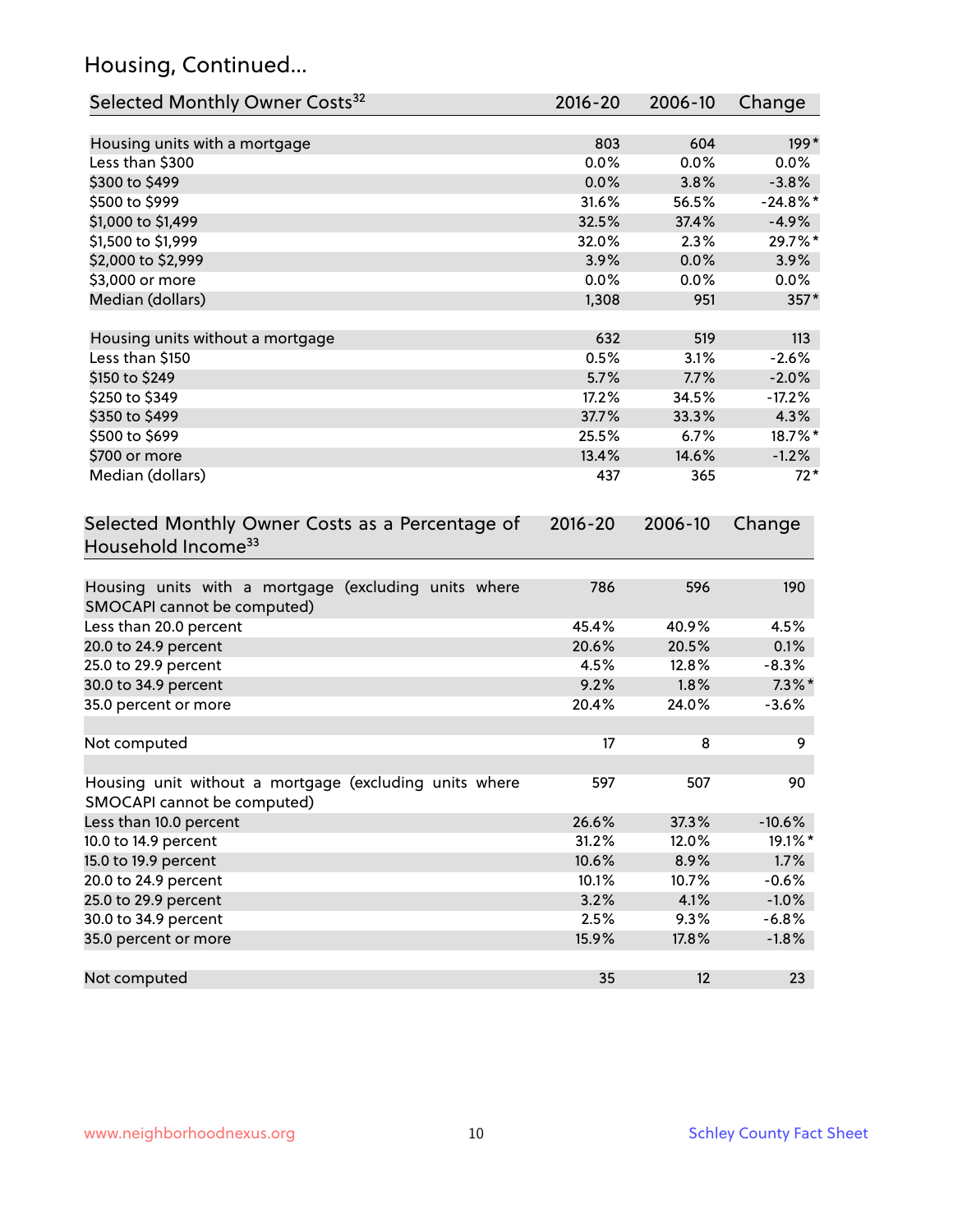## Housing, Continued...

| Selected Monthly Owner Costs[32] | 2016-20 | 2006-10 | Change |
|---|---|---|---|
| Housing units with a mortgage | 803 | 604 | 199* |
| Less than $300 | 0.0% | 0.0% | 0.0% |
| $300 to $499 | 0.0% | 3.8% | -3.8% |
| $500 to $999 | 31.6% | 56.5% | -24.8%* |
| $1,000 to $1,499 | 32.5% | 37.4% | -4.9% |
| $1,500 to $1,999 | 32.0% | 2.3% | 29.7%* |
| $2,000 to $2,999 | 3.9% | 0.0% | 3.9% |
| $3,000 or more | 0.0% | 0.0% | 0.0% |
| Median (dollars) | 1,308 | 951 | 357* |
| | | | |
| Housing units without a mortgage | 632 | 519 | 113 |
| Less than $150 | 0.5% | 3.1% | -2.6% |
| $150 to $249 | 5.7% | 7.7% | -2.0% |
| $250 to $349 | 17.2% | 34.5% | -17.2% |
| $350 to $499 | 37.7% | 33.3% | 4.3% |
| $500 to $699 | 25.5% | 6.7% | 18.7%* |
| $700 or more | 13.4% | 14.6% | -1.2% |
| Median (dollars) | 437 | 365 | 72* |

| Selected Monthly Owner Costs as a Percentage of Household Income[33] | 2016-20 | 2006-10 | Change |
|---|---|---|---|
| Housing units with a mortgage (excluding units where SMOCAPI cannot be computed) | 786 | 596 | 190 |
| Less than 20.0 percent | 45.4% | 40.9% | 4.5% |
| 20.0 to 24.9 percent | 20.6% | 20.5% | 0.1% |
| 25.0 to 29.9 percent | 4.5% | 12.8% | -8.3% |
| 30.0 to 34.9 percent | 9.2% | 1.8% | 7.3%* |
| 35.0 percent or more | 20.4% | 24.0% | -3.6% |
| | | | |
| Not computed | 17 | 8 | 9 |
| | | | |
| Housing unit without a mortgage (excluding units where SMOCAPI cannot be computed) | 597 | 507 | 90 |
| Less than 10.0 percent | 26.6% | 37.3% | -10.6% |
| 10.0 to 14.9 percent | 31.2% | 12.0% | 19.1%* |
| 15.0 to 19.9 percent | 10.6% | 8.9% | 1.7% |
| 20.0 to 24.9 percent | 10.1% | 10.7% | -0.6% |
| 25.0 to 29.9 percent | 3.2% | 4.1% | -1.0% |
| 30.0 to 34.9 percent | 2.5% | 9.3% | -6.8% |
| 35.0 percent or more | 15.9% | 17.8% | -1.8% |
| | | | |
| Not computed | 35 | 12 | 23 |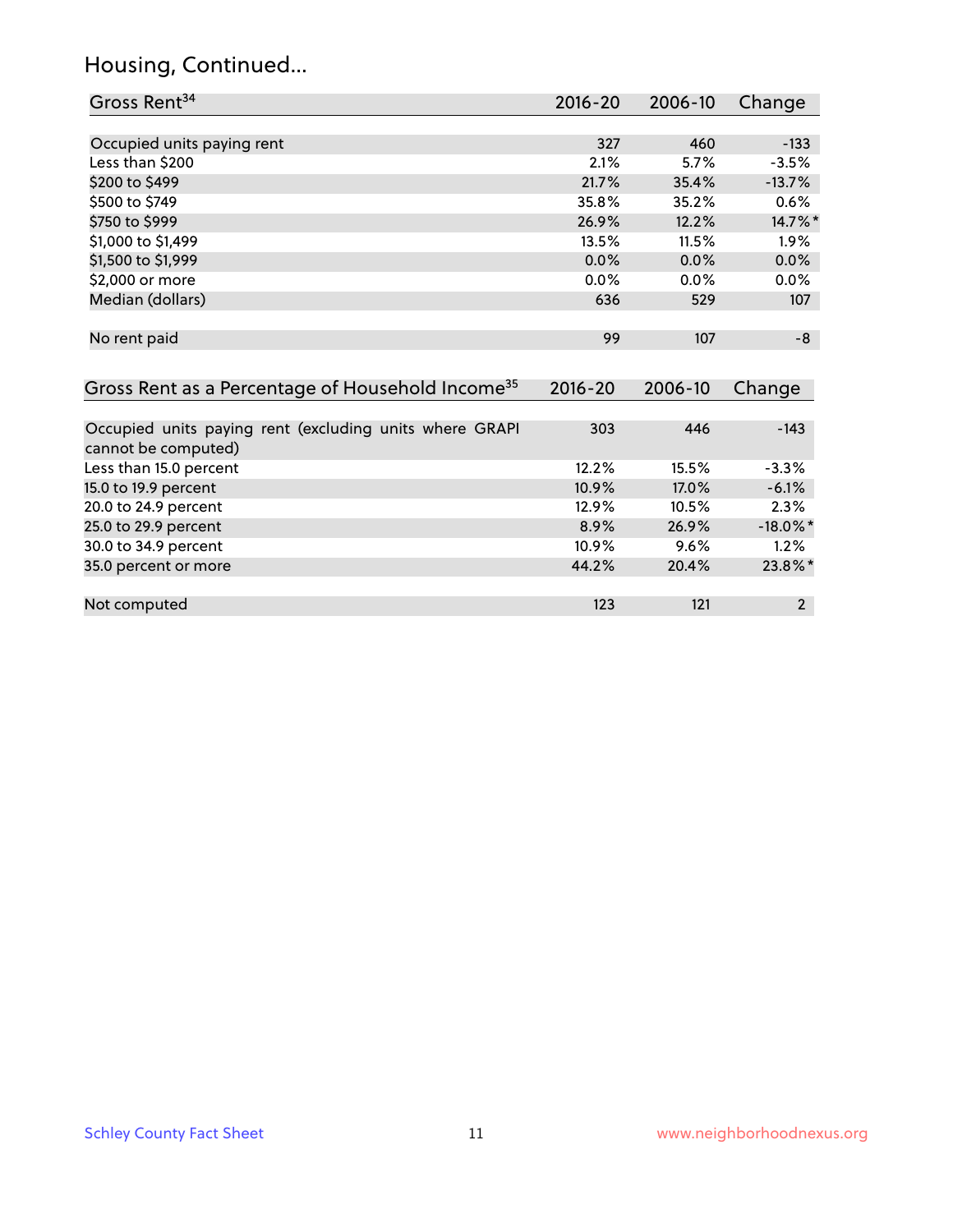## Housing, Continued...

| Gross Rent[34] | 2016-20 | 2006-10 | Change |
|---|---|---|---|
| Occupied units paying rent | 327 | 460 | -133 |
| Less than $200 | 2.1% | 5.7% | -3.5% |
| $200 to $499 | 21.7% | 35.4% | -13.7% |
| $500 to $749 | 35.8% | 35.2% | 0.6% |
| $750 to $999 | 26.9% | 12.2% | 14.7%* |
| $1,000 to $1,499 | 13.5% | 11.5% | 1.9% |
| $1,500 to $1,999 | 0.0% | 0.0% | 0.0% |
| $2,000 or more | 0.0% | 0.0% | 0.0% |
| Median (dollars) | 636 | 529 | 107 |
| No rent paid | 99 | 107 | -8 |

| Gross Rent as a Percentage of Household Income[35] | 2016-20 | 2006-10 | Change |
|---|---|---|---|
| Occupied units paying rent (excluding units where GRAPI cannot be computed) | 303 | 446 | -143 |
| Less than 15.0 percent | 12.2% | 15.5% | -3.3% |
| 15.0 to 19.9 percent | 10.9% | 17.0% | -6.1% |
| 20.0 to 24.9 percent | 12.9% | 10.5% | 2.3% |
| 25.0 to 29.9 percent | 8.9% | 26.9% | -18.0%* |
| 30.0 to 34.9 percent | 10.9% | 9.6% | 1.2% |
| 35.0 percent or more | 44.2% | 20.4% | 23.8%* |
| Not computed | 123 | 121 | 2 |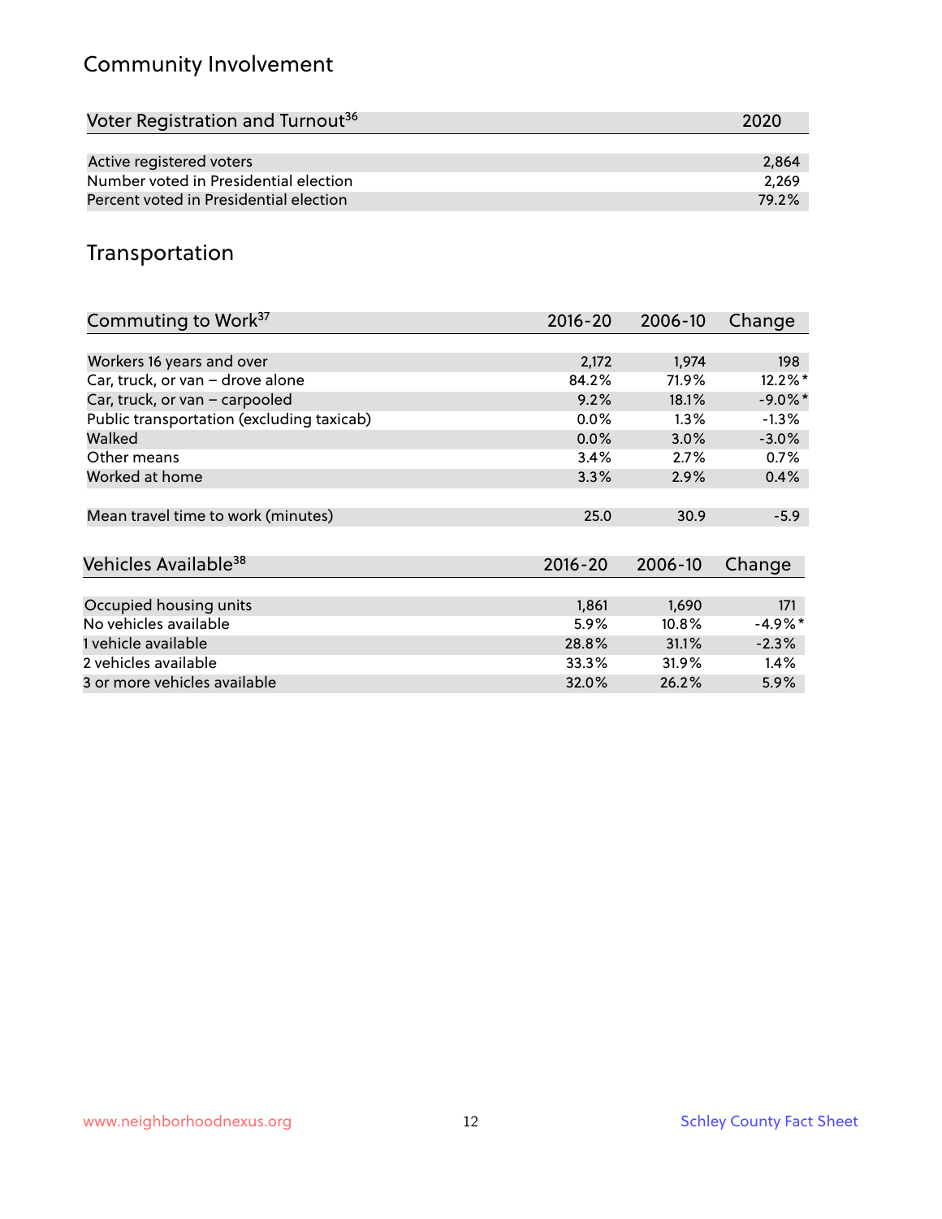## Community Involvement

| Voter Registration and Turnout[36] | 2020 |
| --- | --- |
| Active registered voters | 2,864 |
| Number voted in Presidential election | 2,269 |
| Percent voted in Presidential election | 79.2% |

## Transportation

| Commuting to Work[37] | 2016-20 | 2006-10 | Change |
| --- | --- | --- | --- |
| Workers 16 years and over | 2,172 | 1,974 | 198 |
| Car, truck, or van – drove alone | 84.2% | 71.9% | 12.2%* |
| Car, truck, or van – carpooled | 9.2% | 18.1% | -9.0%* |
| Public transportation (excluding taxicab) | 0.0% | 1.3% | -1.3% |
| Walked | 0.0% | 3.0% | -3.0% |
| Other means | 3.4% | 2.7% | 0.7% |
| Worked at home | 3.3% | 2.9% | 0.4% |
| Mean travel time to work (minutes) | 25.0 | 30.9 | -5.9 |

| Vehicles Available[38] | 2016-20 | 2006-10 | Change |
| --- | --- | --- | --- |
| Occupied housing units | 1,861 | 1,690 | 171 |
| No vehicles available | 5.9% | 10.8% | -4.9%* |
| 1 vehicle available | 28.8% | 31.1% | -2.3% |
| 2 vehicles available | 33.3% | 31.9% | 1.4% |
| 3 or more vehicles available | 32.0% | 26.2% | 5.9% |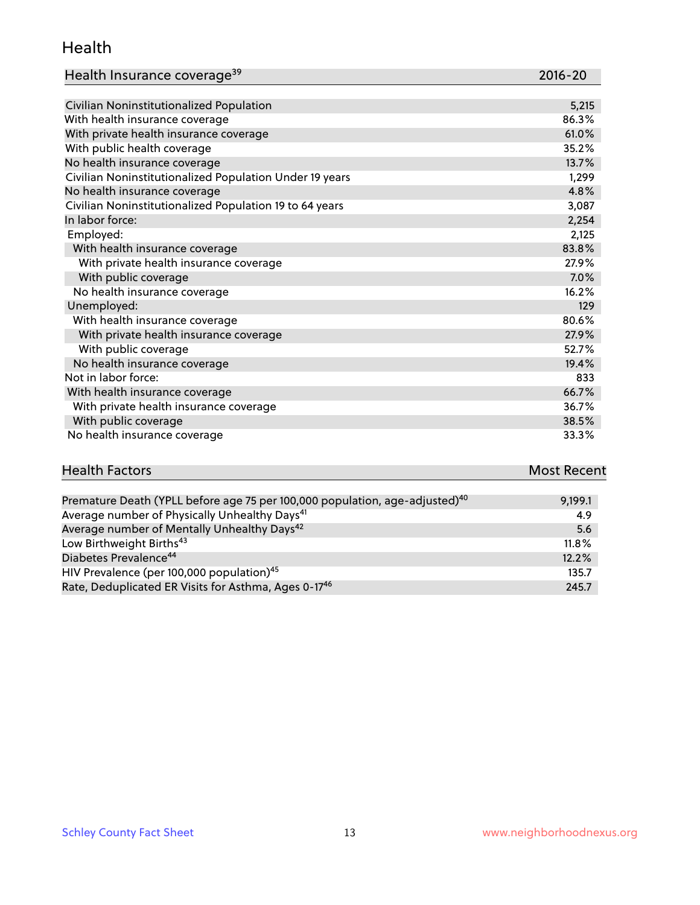## Health

| Health Insurance coverage[39] | 2016-20 |
|---|---|
| Civilian Noninstitutionalized Population | 5,215 |
| With health insurance coverage | 86.3% |
| With private health insurance coverage | 61.0% |
| With public health coverage | 35.2% |
| No health insurance coverage | 13.7% |
| Civilian Noninstitutionalized Population Under 19 years | 1,299 |
| No health insurance coverage | 4.8% |
| Civilian Noninstitutionalized Population 19 to 64 years | 3,087 |
| In labor force: | 2,254 |
| Employed: | 2,125 |
| With health insurance coverage | 83.8% |
| With private health insurance coverage | 27.9% |
| With public coverage | 7.0% |
| No health insurance coverage | 16.2% |
| Unemployed: | 129 |
| With health insurance coverage | 80.6% |
| With private health insurance coverage | 27.9% |
| With public coverage | 52.7% |
| No health insurance coverage | 19.4% |
| Not in labor force: | 833 |
| With health insurance coverage | 66.7% |
| With private health insurance coverage | 36.7% |
| With public coverage | 38.5% |
| No health insurance coverage | 33.3% |

| Health Factors | Most Recent |
|---|---|
| Premature Death (YPLL before age 75 per 100,000 population, age-adjusted)[40] | 9,199.1 |
| Average number of Physically Unhealthy Days[41] | 4.9 |
| Average number of Mentally Unhealthy Days[42] | 5.6 |
| Low Birthweight Births[43] | 11.8% |
| Diabetes Prevalence[44] | 12.2% |
| HIV Prevalence (per 100,000 population)[45] | 135.7 |
| Rate, Deduplicated ER Visits for Asthma, Ages 0-17[46] | 245.7 |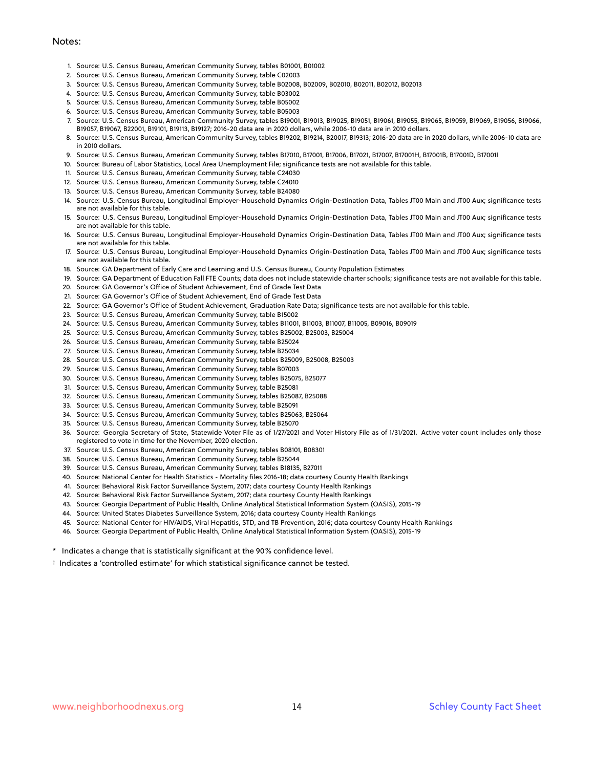Notes:

1. Source: U.S. Census Bureau, American Community Survey, tables B01001, B01002
2. Source: U.S. Census Bureau, American Community Survey, table C02003
3. Source: U.S. Census Bureau, American Community Survey, table B02008, B02009, B02010, B02011, B02012, B02013
4. Source: U.S. Census Bureau, American Community Survey, table B03002
5. Source: U.S. Census Bureau, American Community Survey, table B05002
6. Source: U.S. Census Bureau, American Community Survey, table B05003
7. Source: U.S. Census Bureau, American Community Survey, tables B19001, B19013, B19025, B19051, B19061, B19055, B19065, B19059, B19069, B19056, B19066, B19057, B19067, B22001, B19101, B19113, B19127; 2016-20 data are in 2020 dollars, while 2006-10 data are in 2010 dollars.
8. Source: U.S. Census Bureau, American Community Survey, tables B19202, B19214, B20017, B19313; 2016-20 data are in 2020 dollars, while 2006-10 data are in 2010 dollars.
9. Source: U.S. Census Bureau, American Community Survey, tables B17010, B17001, B17006, B17021, B17007, B17001H, B17001B, B17001D, B17001I
10. Source: Bureau of Labor Statistics, Local Area Unemployment File; significance tests are not available for this table.
11. Source: U.S. Census Bureau, American Community Survey, table C24030
12. Source: U.S. Census Bureau, American Community Survey, table C24010
13. Source: U.S. Census Bureau, American Community Survey, table B24080
14. Source: U.S. Census Bureau, Longitudinal Employer-Household Dynamics Origin-Destination Data, Tables JT00 Main and JT00 Aux; significance tests are not available for this table.
15. Source: U.S. Census Bureau, Longitudinal Employer-Household Dynamics Origin-Destination Data, Tables JT00 Main and JT00 Aux; significance tests are not available for this table.
16. Source: U.S. Census Bureau, Longitudinal Employer-Household Dynamics Origin-Destination Data, Tables JT00 Main and JT00 Aux; significance tests are not available for this table.
17. Source: U.S. Census Bureau, Longitudinal Employer-Household Dynamics Origin-Destination Data, Tables JT00 Main and JT00 Aux; significance tests are not available for this table.
18. Source: GA Department of Early Care and Learning and U.S. Census Bureau, County Population Estimates
19. Source: GA Department of Education Fall FTE Counts; data does not include statewide charter schools; significance tests are not available for this table.
20. Source: GA Governor's Office of Student Achievement, End of Grade Test Data
21. Source: GA Governor's Office of Student Achievement, End of Grade Test Data
22. Source: GA Governor's Office of Student Achievement, Graduation Rate Data; significance tests are not available for this table.
23. Source: U.S. Census Bureau, American Community Survey, table B15002
24. Source: U.S. Census Bureau, American Community Survey, tables B11001, B11003, B11007, B11005, B09016, B09019
25. Source: U.S. Census Bureau, American Community Survey, tables B25002, B25003, B25004
26. Source: U.S. Census Bureau, American Community Survey, table B25024
27. Source: U.S. Census Bureau, American Community Survey, table B25034
28. Source: U.S. Census Bureau, American Community Survey, tables B25009, B25008, B25003
29. Source: U.S. Census Bureau, American Community Survey, table B07003
30. Source: U.S. Census Bureau, American Community Survey, tables B25075, B25077
31. Source: U.S. Census Bureau, American Community Survey, table B25081
32. Source: U.S. Census Bureau, American Community Survey, tables B25087, B25088
33. Source: U.S. Census Bureau, American Community Survey, table B25091
34. Source: U.S. Census Bureau, American Community Survey, tables B25063, B25064
35. Source: U.S. Census Bureau, American Community Survey, table B25070
36. Source: Georgia Secretary of State, Statewide Voter File as of 1/27/2021 and Voter History File as of 1/31/2021. Active voter count includes only those registered to vote in time for the November, 2020 election.
37. Source: U.S. Census Bureau, American Community Survey, tables B08101, B08301
38. Source: U.S. Census Bureau, American Community Survey, table B25044
39. Source: U.S. Census Bureau, American Community Survey, tables B18135, B27011
40. Source: National Center for Health Statistics - Mortality files 2016-18; data courtesy County Health Rankings
41. Source: Behavioral Risk Factor Surveillance System, 2017; data courtesy County Health Rankings
42. Source: Behavioral Risk Factor Surveillance System, 2017; data courtesy County Health Rankings
43. Source: Georgia Department of Public Health, Online Analytical Statistical Information System (OASIS), 2015-19
44. Source: United States Diabetes Surveillance System, 2016; data courtesy County Health Rankings
45. Source: National Center for HIV/AIDS, Viral Hepatitis, STD, and TB Prevention, 2016; data courtesy County Health Rankings
46. Source: Georgia Department of Public Health, Online Analytical Statistical Information System (OASIS), 2015-19

\* Indicates a change that is statistically significant at the 90% confidence level.

† Indicates a 'controlled estimate' for which statistical significance cannot be tested.